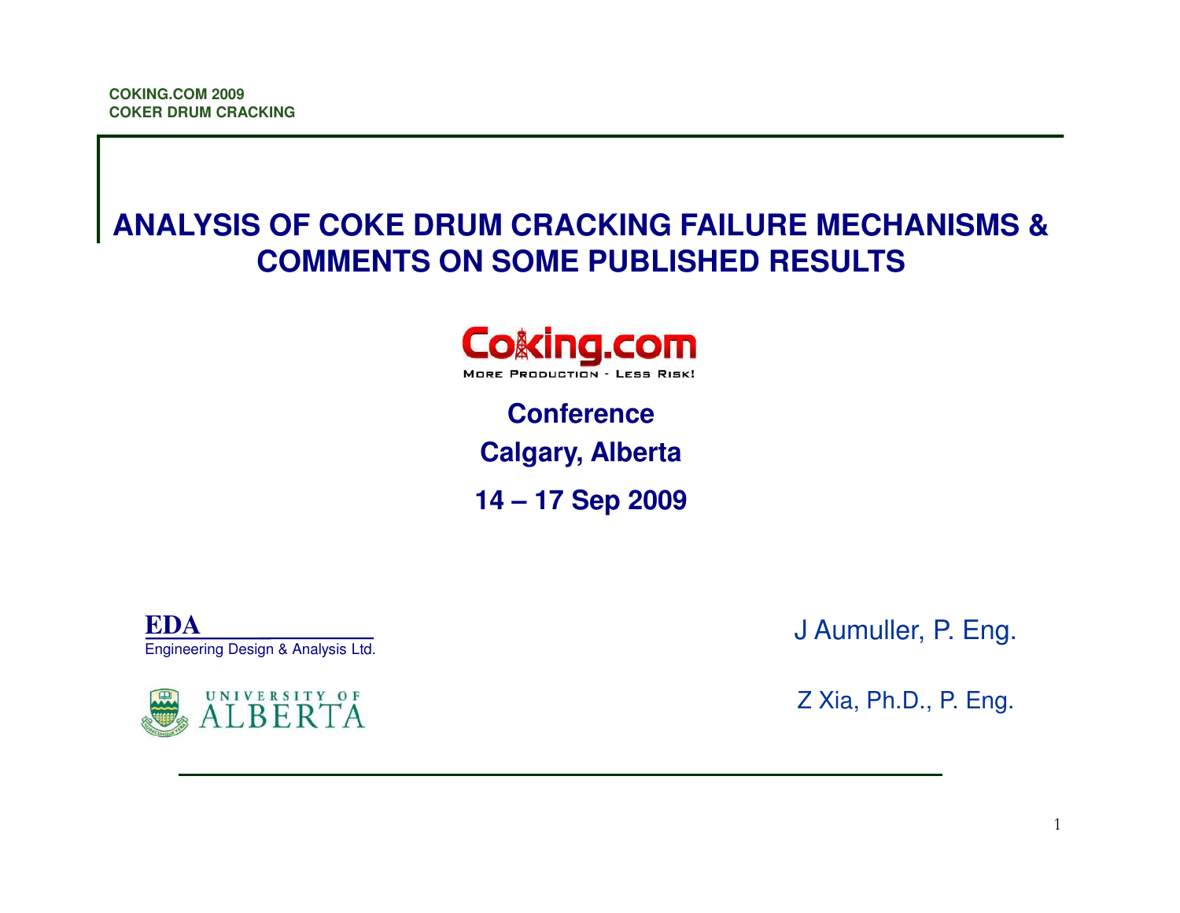COKING.COM 2009
COKER DRUM CRACKING

# ANALYSIS OF COKE DRUM CRACKING FAILURE MECHANISMS & COMMENTS ON SOME PUBLISHED RESULTS

Coking.com

MORE PRODUCTION - LESS RISK!

**Conference**

**Calgary, Alberta**

**14 – 17 Sep 2009**

**EDA**
Engineering Design & Analysis Ltd.

UNIVERSITY OF ALBERTA

J Aumuller, P. Eng.

Z Xia, Ph.D., P. Eng.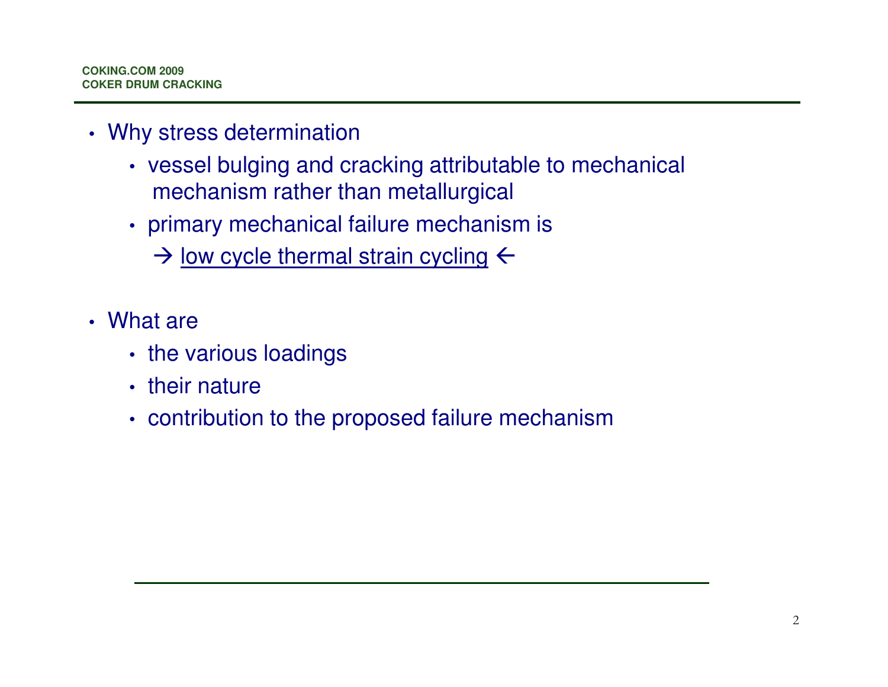- Why stress determination
  - vessel bulging and cracking attributable to mechanical mechanism rather than metallurgical
  - primary mechanical failure mechanism is

    → low cycle thermal strain cycling ←

- What are
  - the various loadings
  - their nature
  - contribution to the proposed failure mechanism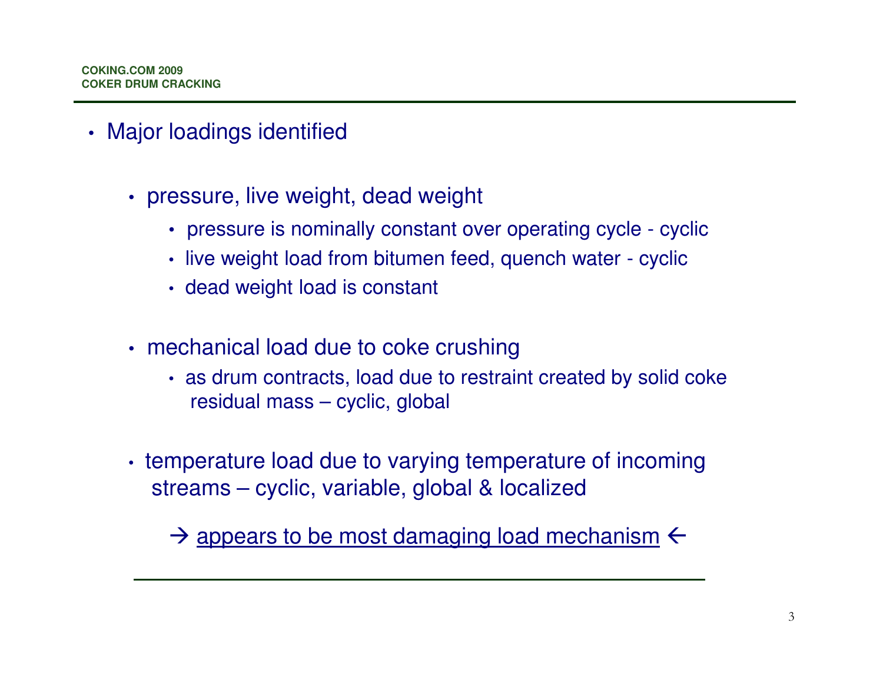- Major loadings identified

  - pressure, live weight, dead weight

    - pressure is nominally constant over operating cycle - cyclic
    - live weight load from bitumen feed, quench water - cyclic
    - dead weight load is constant

  - mechanical load due to coke crushing

    - as drum contracts, load due to restraint created by solid coke residual mass – cyclic, global

  - temperature load due to varying temperature of incoming streams – cyclic, variable, global & localized

    → <u>appears to be most damaging load mechanism</u> ←

---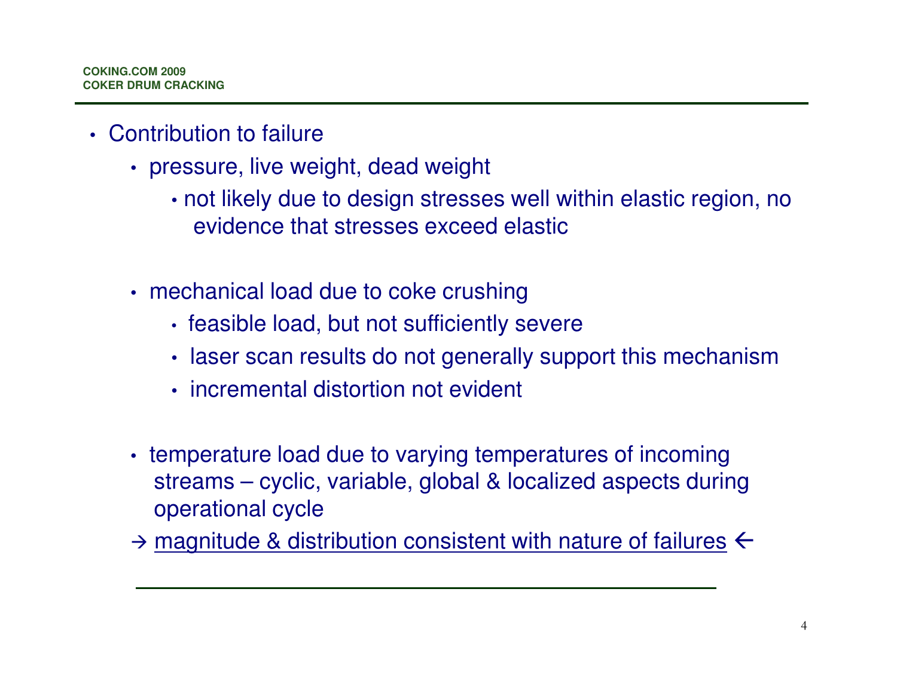- Contribution to failure
  - pressure, live weight, dead weight
    - not likely due to design stresses well within elastic region, no evidence that stresses exceed elastic
  - mechanical load due to coke crushing
    - feasible load, but not sufficiently severe
    - laser scan results do not generally support this mechanism
    - incremental distortion not evident
  - temperature load due to varying temperatures of incoming streams – cyclic, variable, global & localized aspects during operational cycle

  → <u>magnitude & distribution consistent with nature of failures</u> ←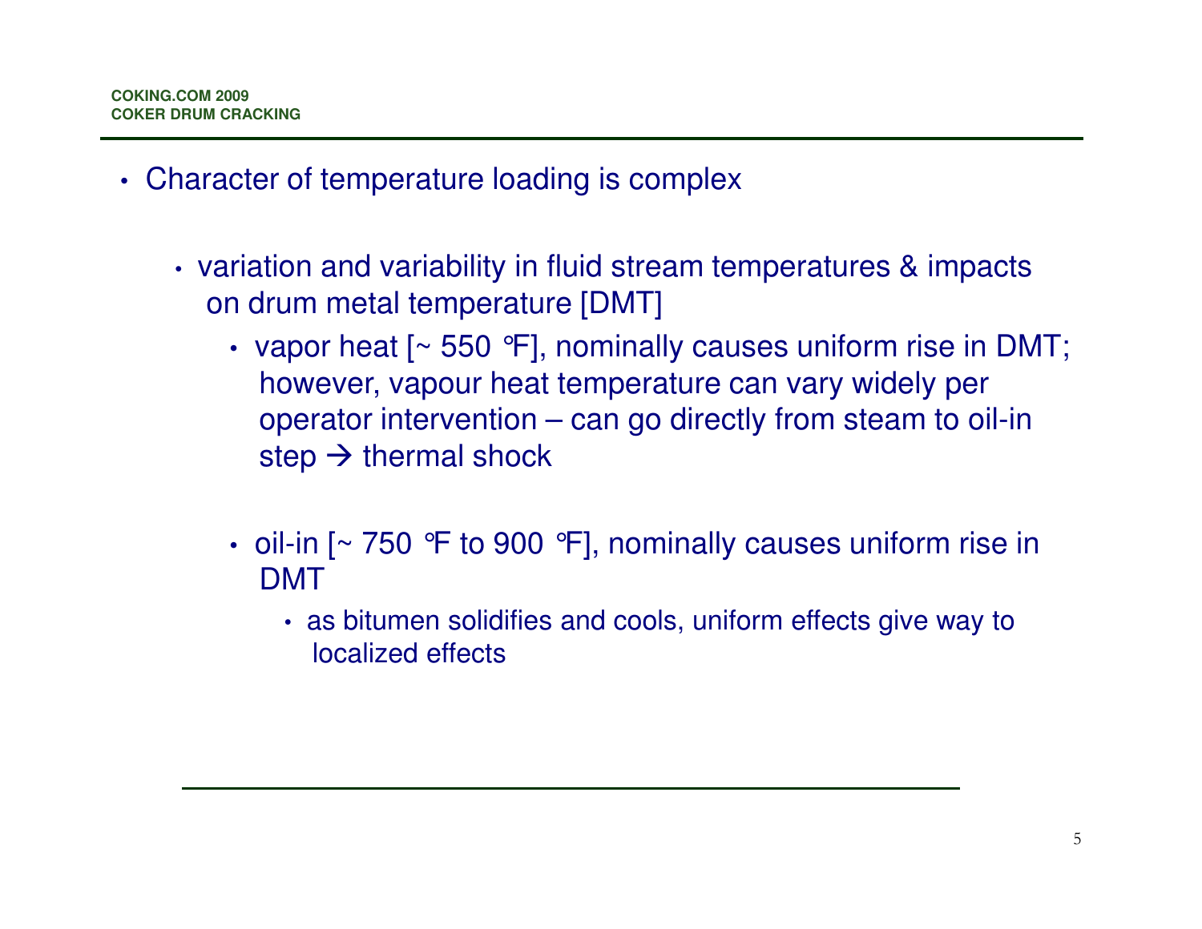- Character of temperature loading is complex
  - variation and variability in fluid stream temperatures & impacts on drum metal temperature [DMT]
    - vapor heat [~ 550 °F], nominally causes uniform rise in DMT; however, vapour heat temperature can vary widely per operator intervention – can go directly from steam to oil-in step → thermal shock
    - oil-in [~ 750 °F to 900 °F], nominally causes uniform rise in DMT
      - as bitumen solidifies and cools, uniform effects give way to localized effects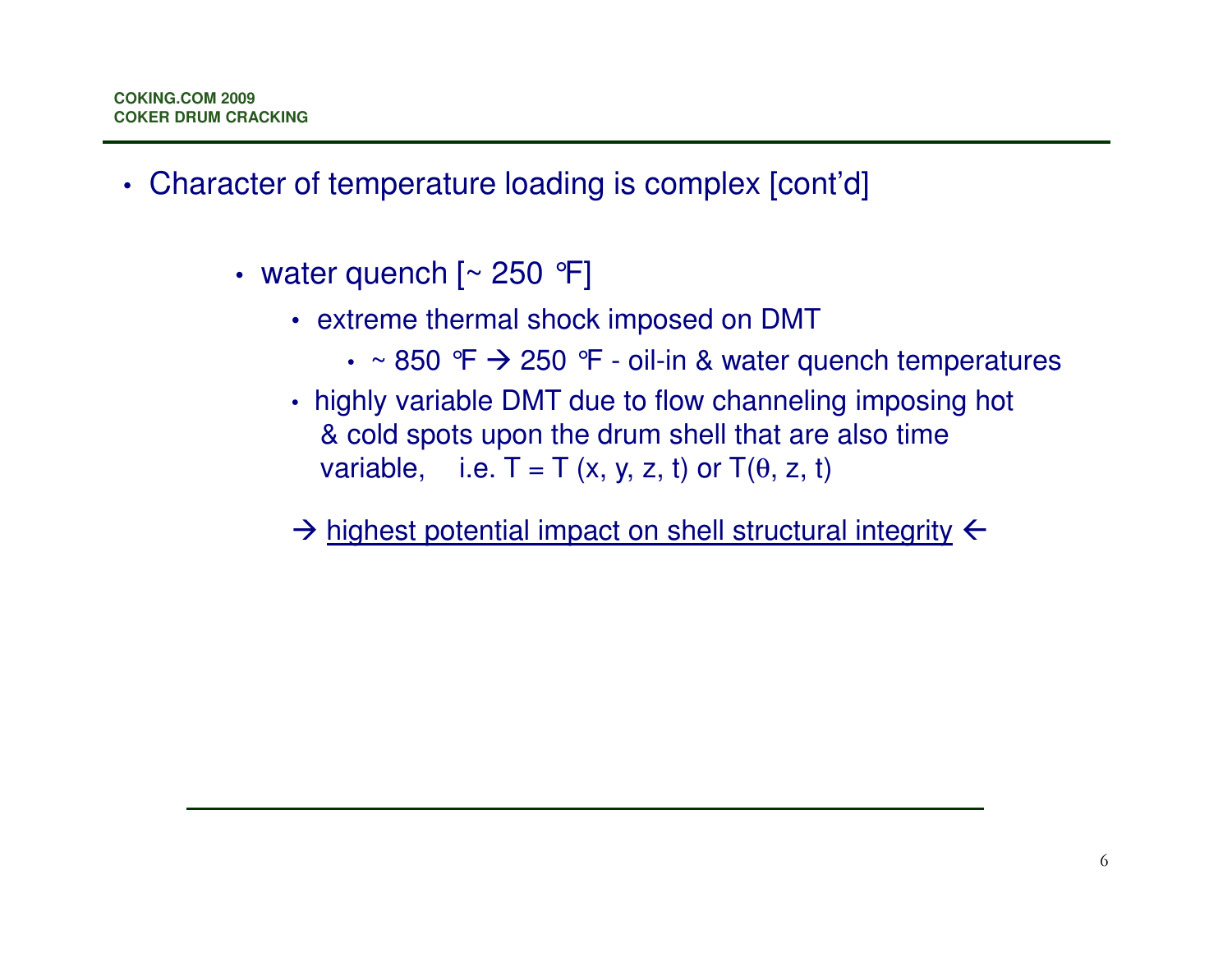- Character of temperature loading is complex [cont'd]

  - water quench [~ 250 °F]
    - extreme thermal shock imposed on DMT
      - ~ 850 °F → 250 °F - oil-in & water quench temperatures
    - highly variable DMT due to flow channeling imposing hot & cold spots upon the drum shell that are also time variable, i.e. $T = T(x, y, z, t)$ or $T(\theta, z, t)$

    → <u>highest potential impact on shell structural integrity</u> ←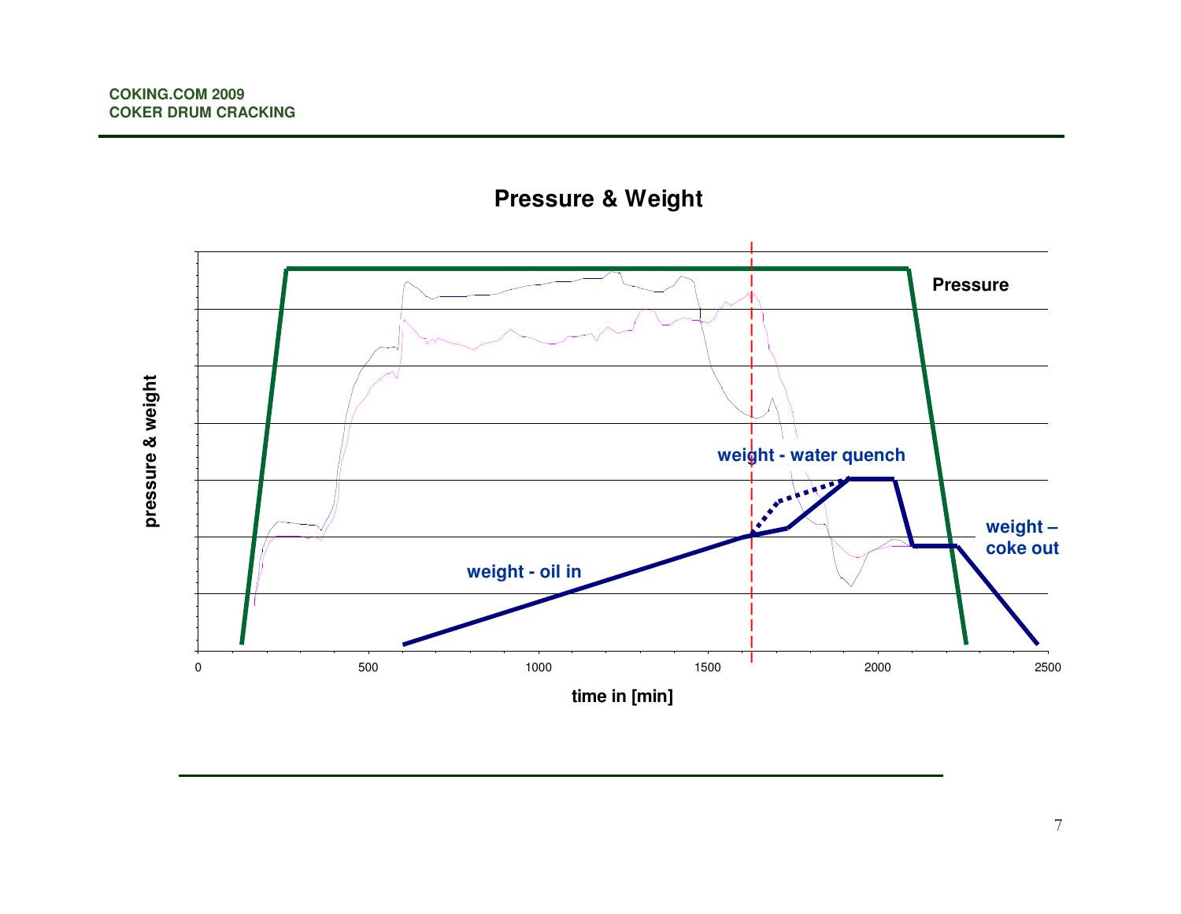## Pressure & Weight

pressure & weight

Pressure

weight - water quench

weight – coke out

weight - oil in

time in [min]

0 500 1000 1500 2000 2500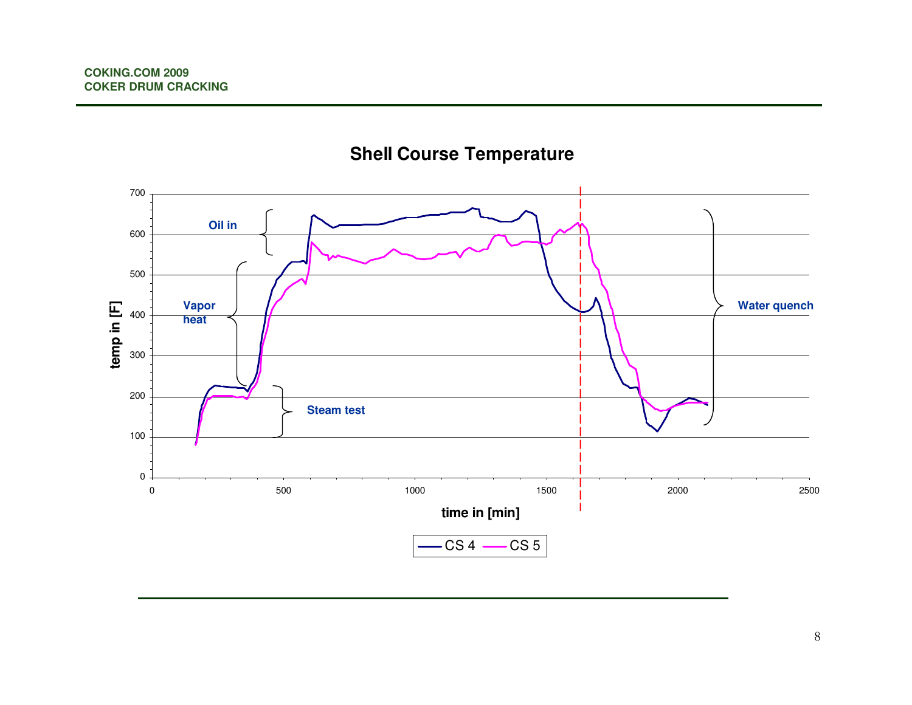## Shell Course Temperature

temp in [F] vs. time in [min]

Annotations: Oil in; Vapor heat; Steam test; Water quench

Legend: CS 4, CS 5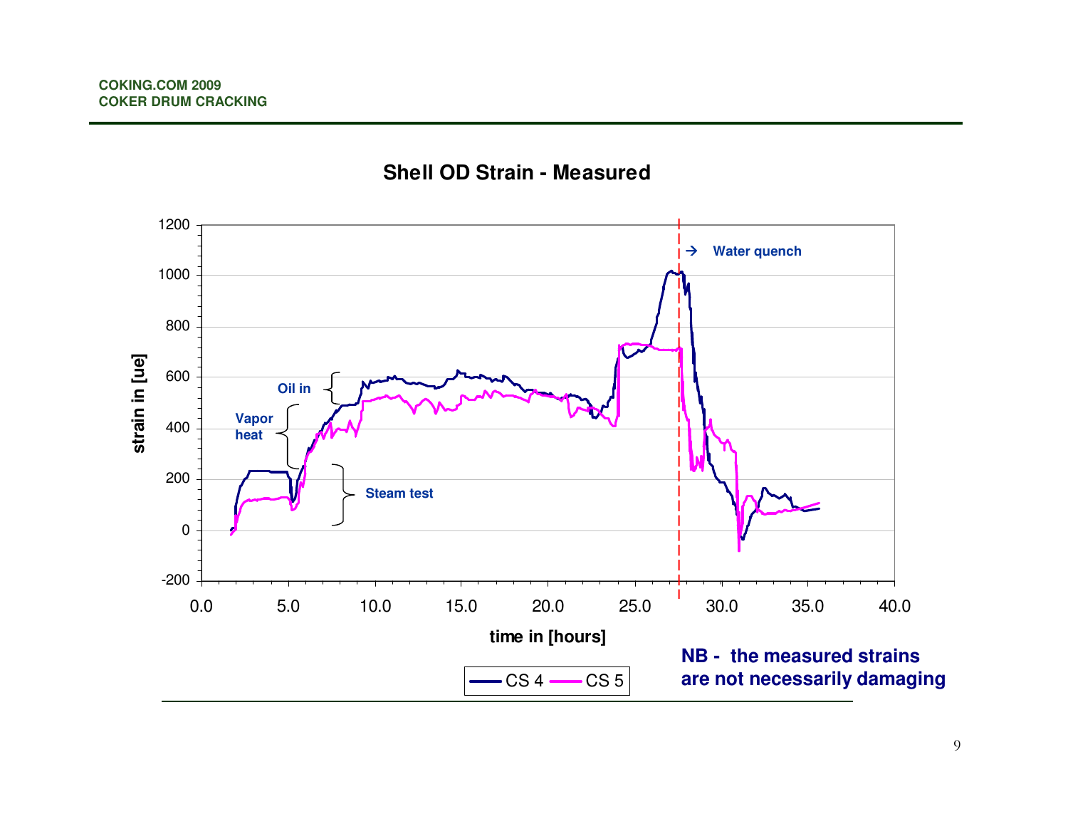## Shell OD Strain - Measured

strain in [ue]

1200, 1000, 800, 600, 400, 200, 0, -200

time in [hours]

0.0, 5.0, 10.0, 15.0, 20.0, 25.0, 30.0, 35.0, 40.0

Oil in

Vapor heat

Steam test

→ Water quench

CS 4 — CS 5

**NB - the measured strains are not necessarily damaging**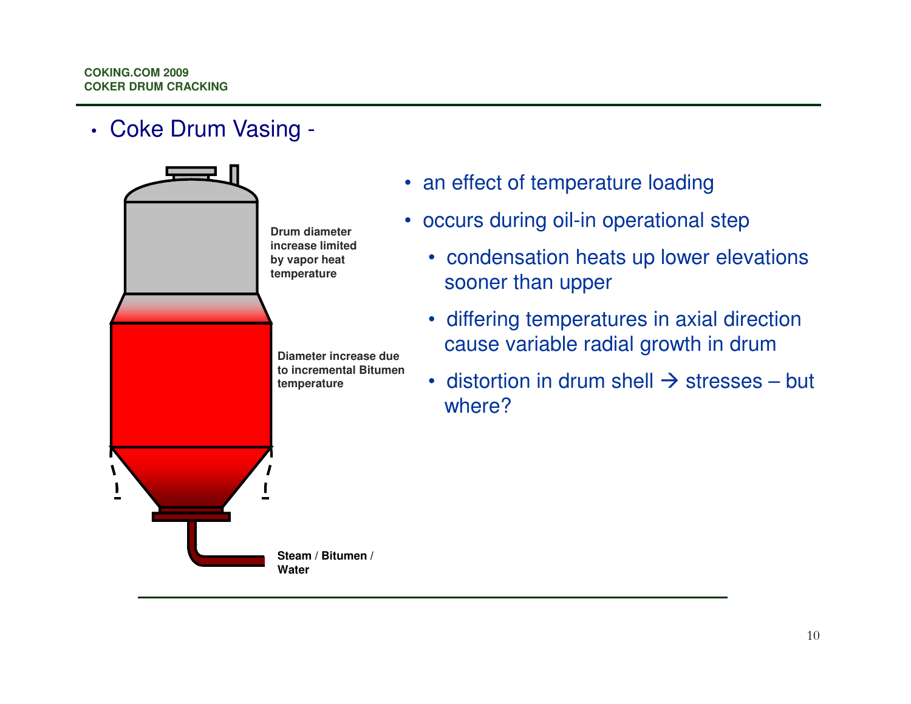- Coke Drum Vasing -

Drum diameter increase limited by vapor heat temperature

Diameter increase due to incremental Bitumen temperature

Steam / Bitumen / Water

- an effect of temperature loading
- occurs during oil-in operational step
  - condensation heats up lower elevations sooner than upper
  - differing temperatures in axial direction cause variable radial growth in drum
  - distortion in drum shell → stresses – but where?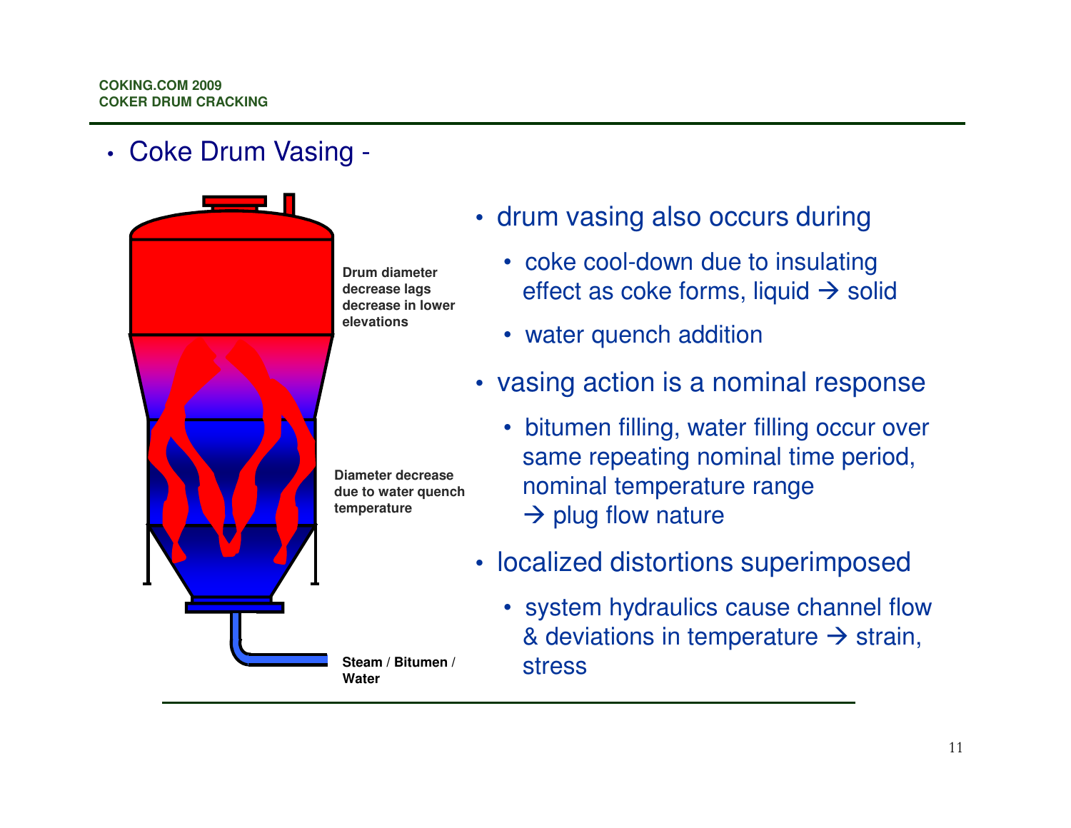- Coke Drum Vasing -

Drum diameter decrease lags decrease in lower elevations

Diameter decrease due to water quench temperature

Steam / Bitumen / Water

- drum vasing also occurs during
  - coke cool-down due to insulating effect as coke forms, liquid → solid
  - water quench addition
- vasing action is a nominal response
  - bitumen filling, water filling occur over same repeating nominal time period, nominal temperature range → plug flow nature
- localized distortions superimposed
  - system hydraulics cause channel flow & deviations in temperature → strain, stress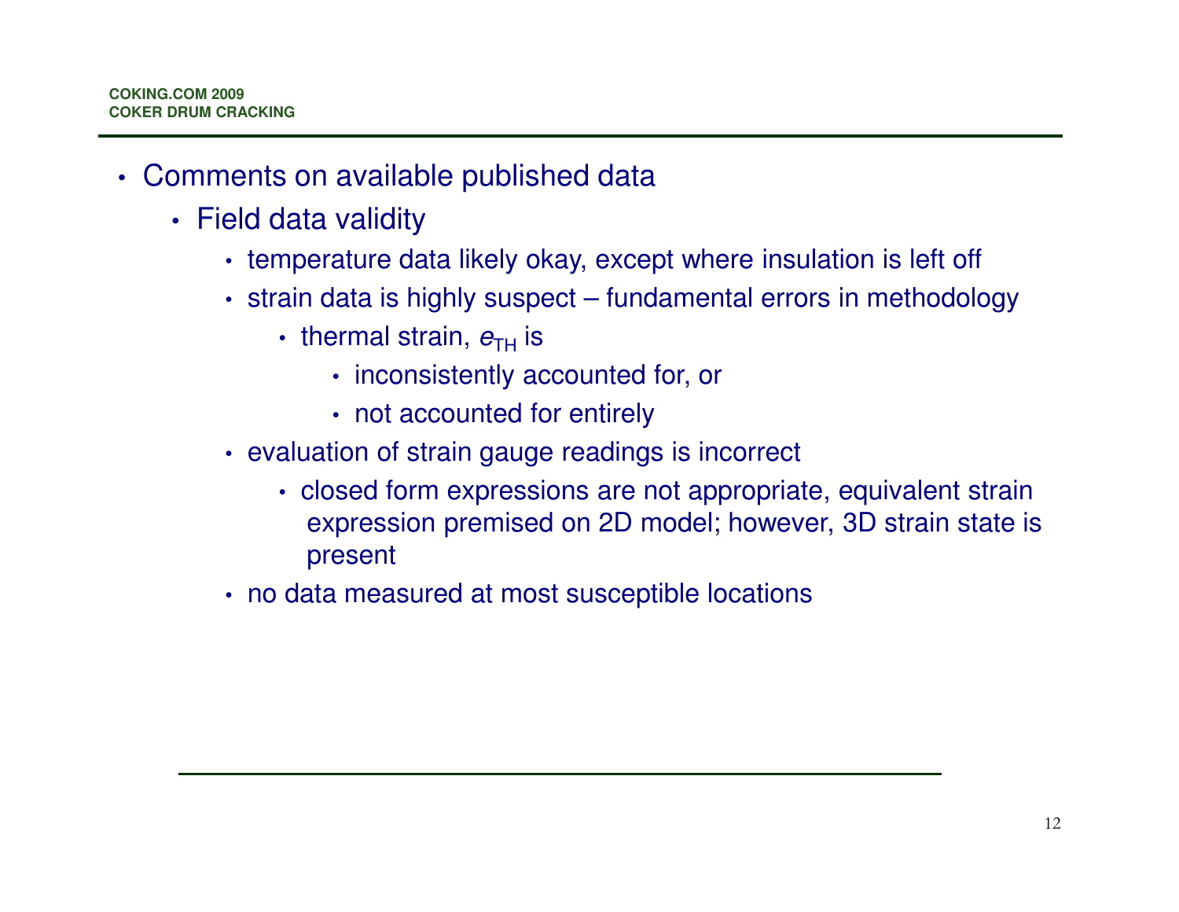- Comments on available published data
  - Field data validity
    - temperature data likely okay, except where insulation is left off
    - strain data is highly suspect – fundamental errors in methodology
      - thermal strain, $e_{TH}$ is
        - inconsistently accounted for, or
        - not accounted for entirely
    - evaluation of strain gauge readings is incorrect
      - closed form expressions are not appropriate, equivalent strain expression premised on 2D model; however, 3D strain state is present
    - no data measured at most susceptible locations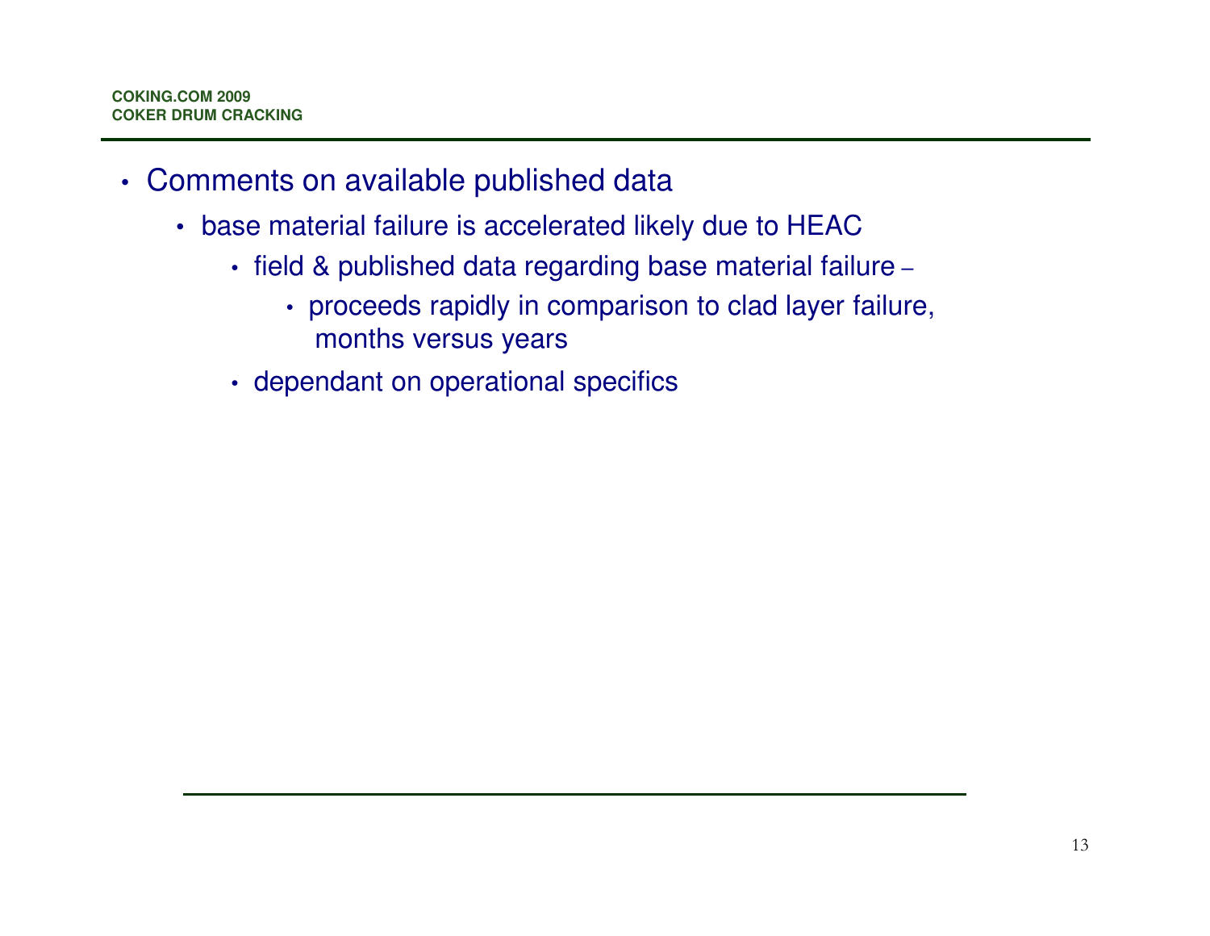- Comments on available published data
  - base material failure is accelerated likely due to HEAC
    - field & published data regarding base material failure –
      - proceeds rapidly in comparison to clad layer failure, months versus years
    - dependant on operational specifics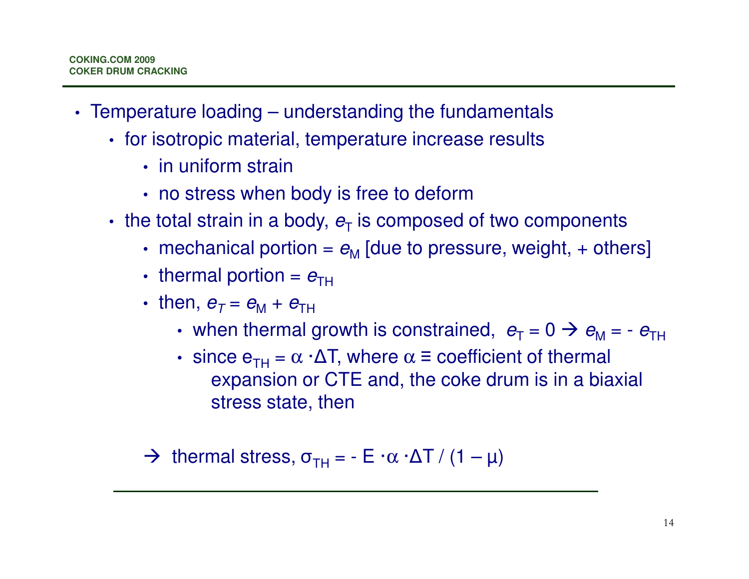- Temperature loading – understanding the fundamentals
  - for isotropic material, temperature increase results
    - in uniform strain
    - no stress when body is free to deform
  - the total strain in a body, $e_T$ is composed of two components
    - mechanical portion = $e_M$ [due to pressure, weight, + others]
    - thermal portion = $e_{TH}$
    - then, $e_T = e_M + e_{TH}$
      - when thermal growth is constrained, $e_T = 0 \rightarrow e_M = - e_{TH}$
      - since $e_{TH} = \alpha \cdot \Delta T$, where $\alpha \equiv$ coefficient of thermal expansion or CTE and, the coke drum is in a biaxial stress state, then

$\rightarrow$ thermal stress, $\sigma_{TH} = - E \cdot \alpha \cdot \Delta T / (1 - \mu)$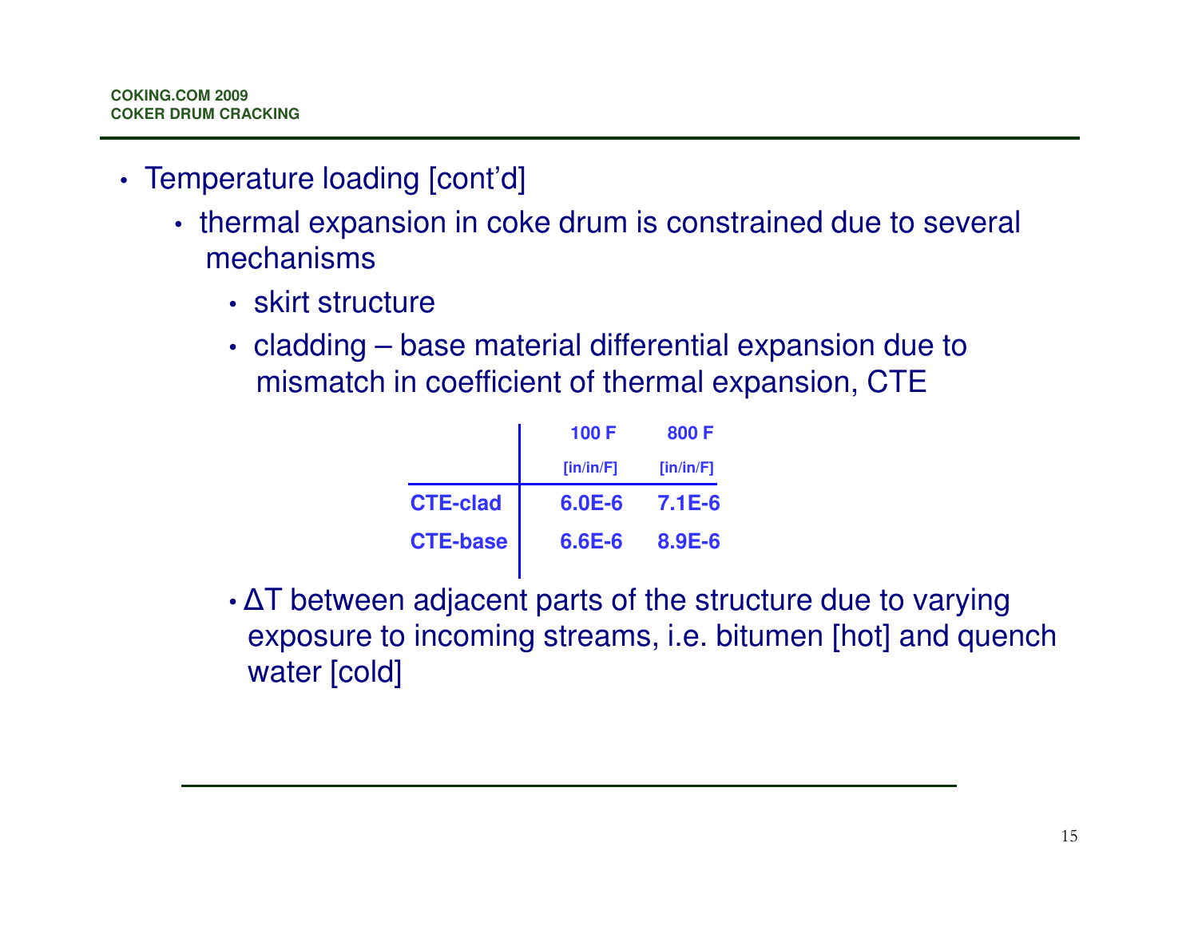- Temperature loading [cont'd]
  - thermal expansion in coke drum is constrained due to several mechanisms
    - skirt structure
    - cladding – base material differential expansion due to mismatch in coefficient of thermal expansion, CTE

| | 100 F [in/in/F] | 800 F [in/in/F] |
|---|---|---|
| **CTE-clad** | **6.0E-6** | **7.1E-6** |
| **CTE-base** | **6.6E-6** | **8.9E-6** |

    - ΔT between adjacent parts of the structure due to varying exposure to incoming streams, i.e. bitumen [hot] and quench water [cold]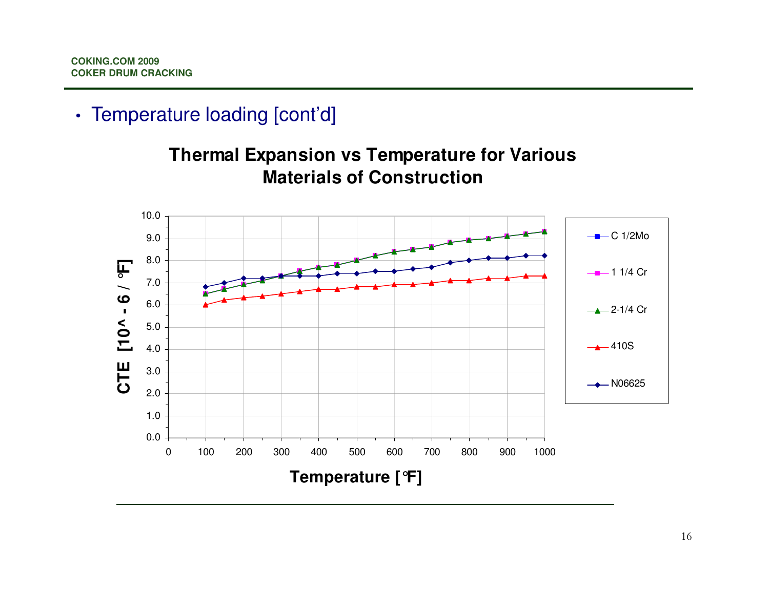- Temperature loading [cont'd]

**Thermal Expansion vs Temperature for Various Materials of Construction**

CTE [10^ - 6 / °F]

Temperature [°F]

Legend: C 1/2Mo, 1 1/4 Cr, 2-1/4 Cr, 410S, N06625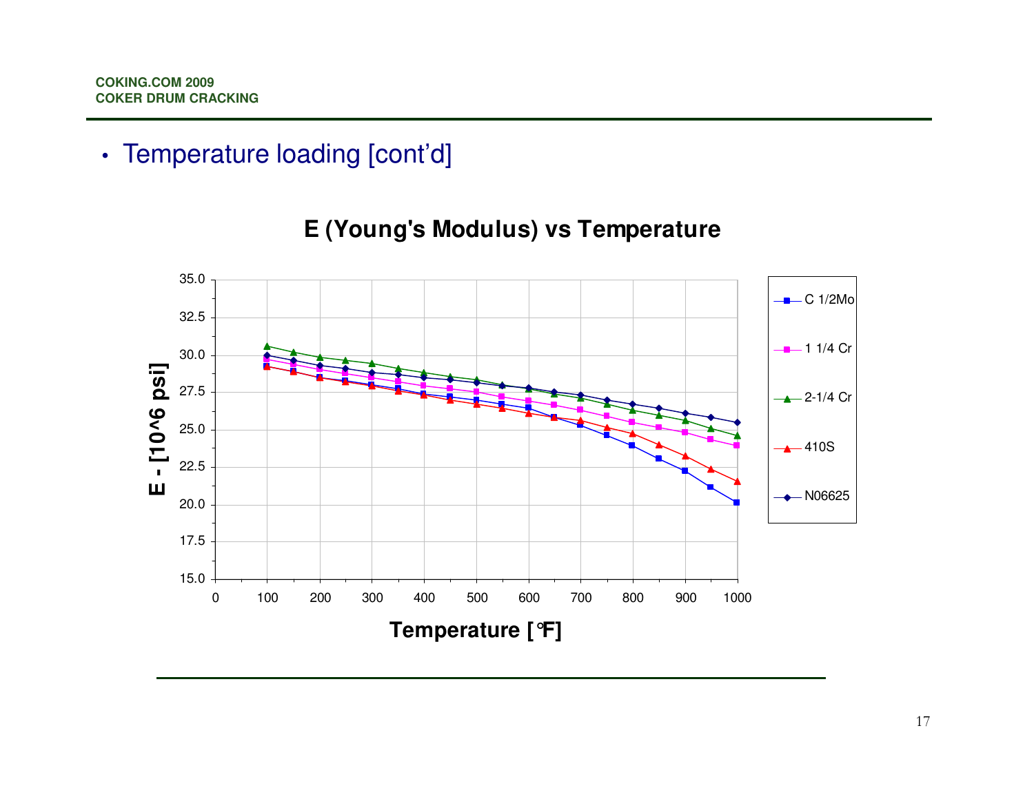- Temperature loading [cont'd]

**E (Young's Modulus) vs Temperature**

E - [10^6 psi]

Temperature [°F]

Legend: C 1/2Mo, 1 1/4 Cr, 2-1/4 Cr, 410S, N06625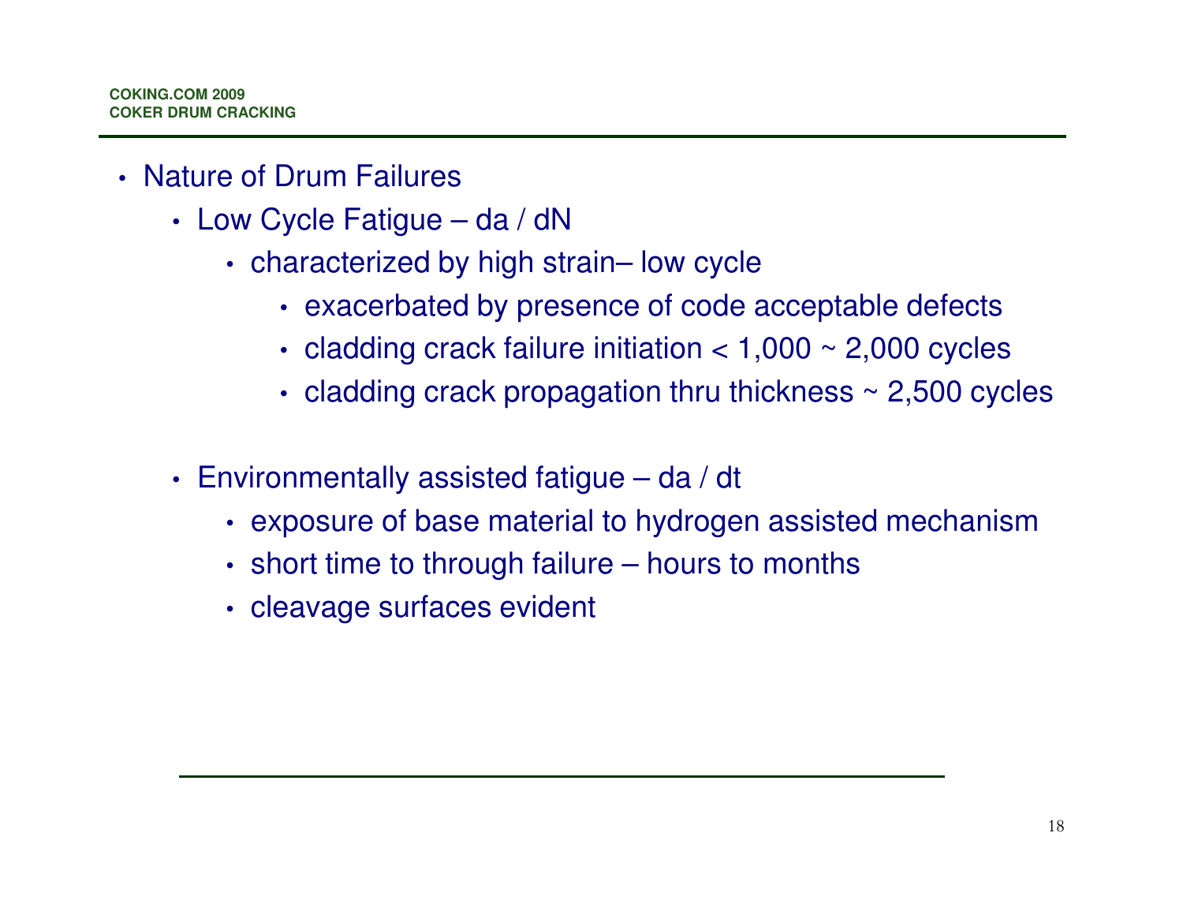- Nature of Drum Failures
  - Low Cycle Fatigue – da / dN
    - characterized by high strain– low cycle
      - exacerbated by presence of code acceptable defects
      - cladding crack failure initiation < 1,000 ~ 2,000 cycles
      - cladding crack propagation thru thickness ~ 2,500 cycles
  - Environmentally assisted fatigue – da / dt
    - exposure of base material to hydrogen assisted mechanism
    - short time to through failure – hours to months
    - cleavage surfaces evident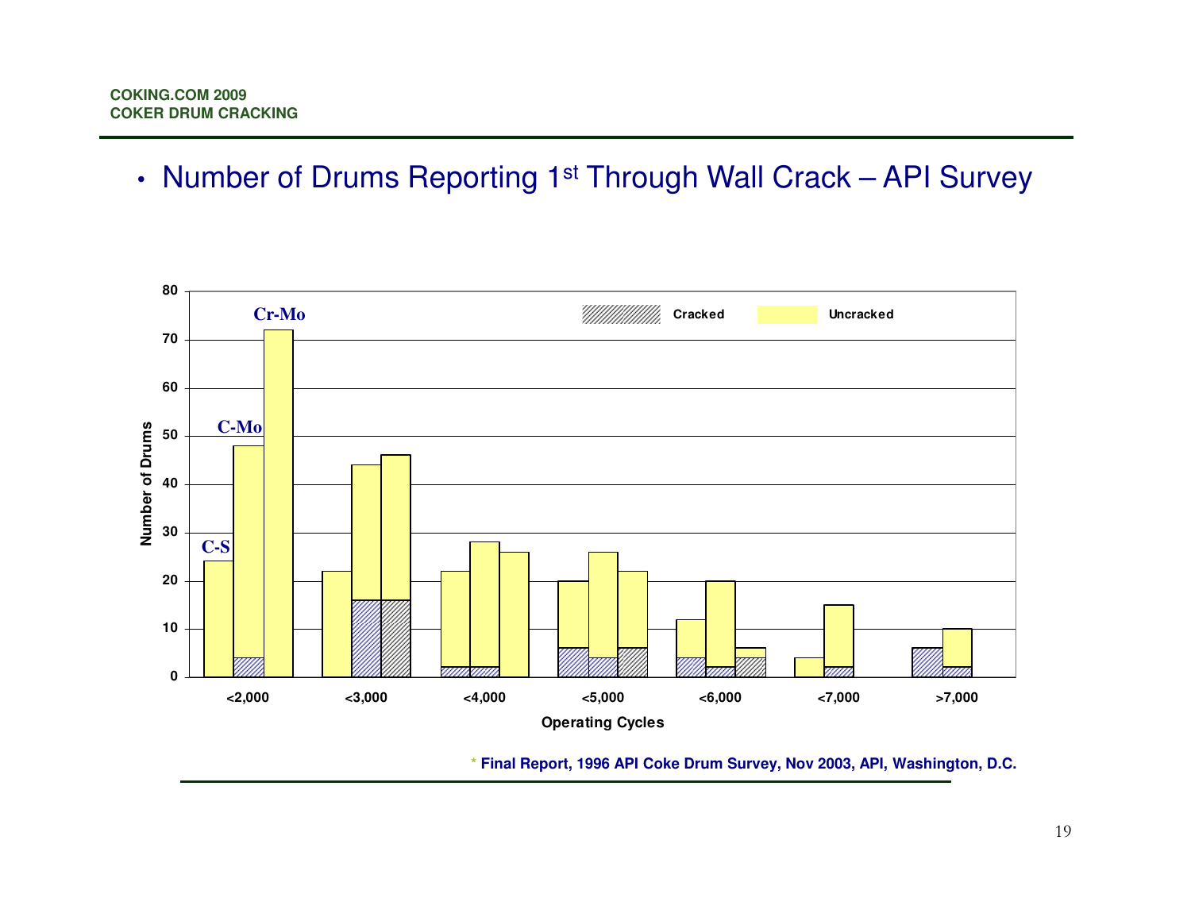- Number of Drums Reporting 1st Through Wall Crack – API Survey

Cr-Mo

C-Mo

C-S

Cracked

Uncracked

Number of Drums

Operating Cycles

<2,000 <3,000 <4,000 <5,000 <6,000 <7,000 >7,000

\* **Final Report, 1996 API Coke Drum Survey, Nov 2003, API, Washington, D.C.**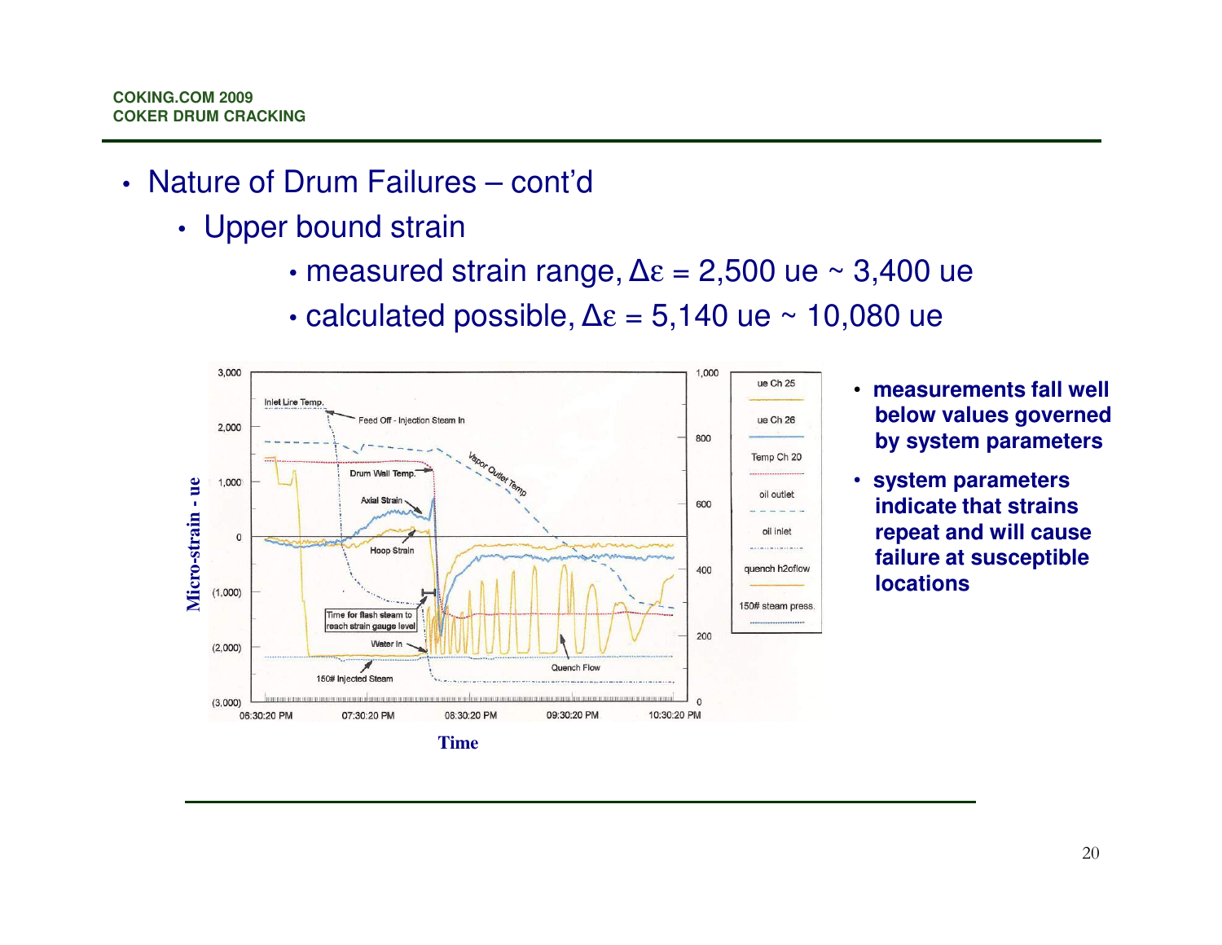- Nature of Drum Failures – cont'd
  - Upper bound strain
    - measured strain range, $\Delta\varepsilon$ = 2,500 ue ~ 3,400 ue
    - calculated possible, $\Delta\varepsilon$ = 5,140 ue ~ 10,080 ue

- **measurements fall well below values governed by system parameters**
- **system parameters indicate that strains repeat and will cause failure at susceptible locations**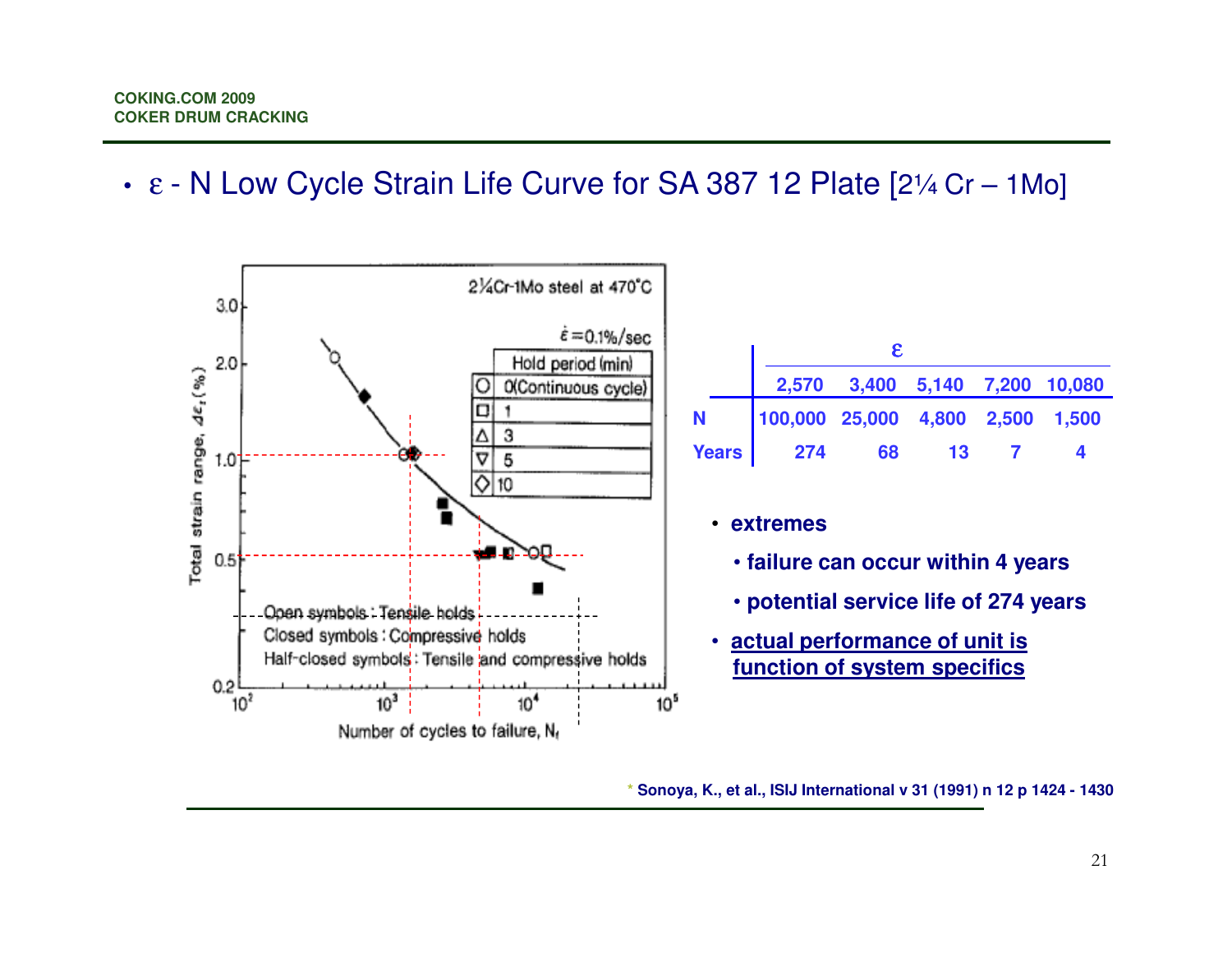- ε - N Low Cycle Strain Life Curve for SA 387 12 Plate [2¼ Cr – 1Mo]

| | ε | | | | |
|---|---|---|---|---|---|
| | 2,570 | 3,400 | 5,140 | 7,200 | 10,080 |
| **N** | 100,000 | 25,000 | 4,800 | 2,500 | 1,500 |
| **Years** | 274 | 68 | 13 | 7 | 4 |

- **extremes**
  - **failure can occur within 4 years**
  - **potential service life of 274 years**
- **actual performance of unit is function of system specifics**

\* Sonoya, K., et al., ISIJ International v 31 (1991) n 12 p 1424 - 1430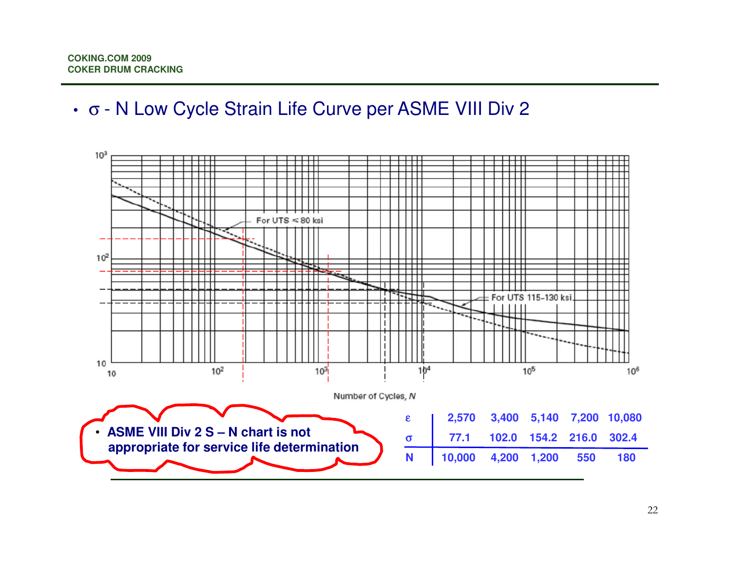- σ - N Low Cycle Strain Life Curve per ASME VIII Div 2

For UTS ≤ 80 ksi

For UTS 115–130 ksi

Number of Cycles, *N*

- **ASME VIII Div 2 S – N chart is not appropriate for service life determination**

| ε | 2,570 | 3,400 | 5,140 | 7,200 | 10,080 |
|---|---|---|---|---|---|
| σ | 77.1 | 102.0 | 154.2 | 216.0 | 302.4 |
| N | 10,000 | 4,200 | 1,200 | 550 | 180 |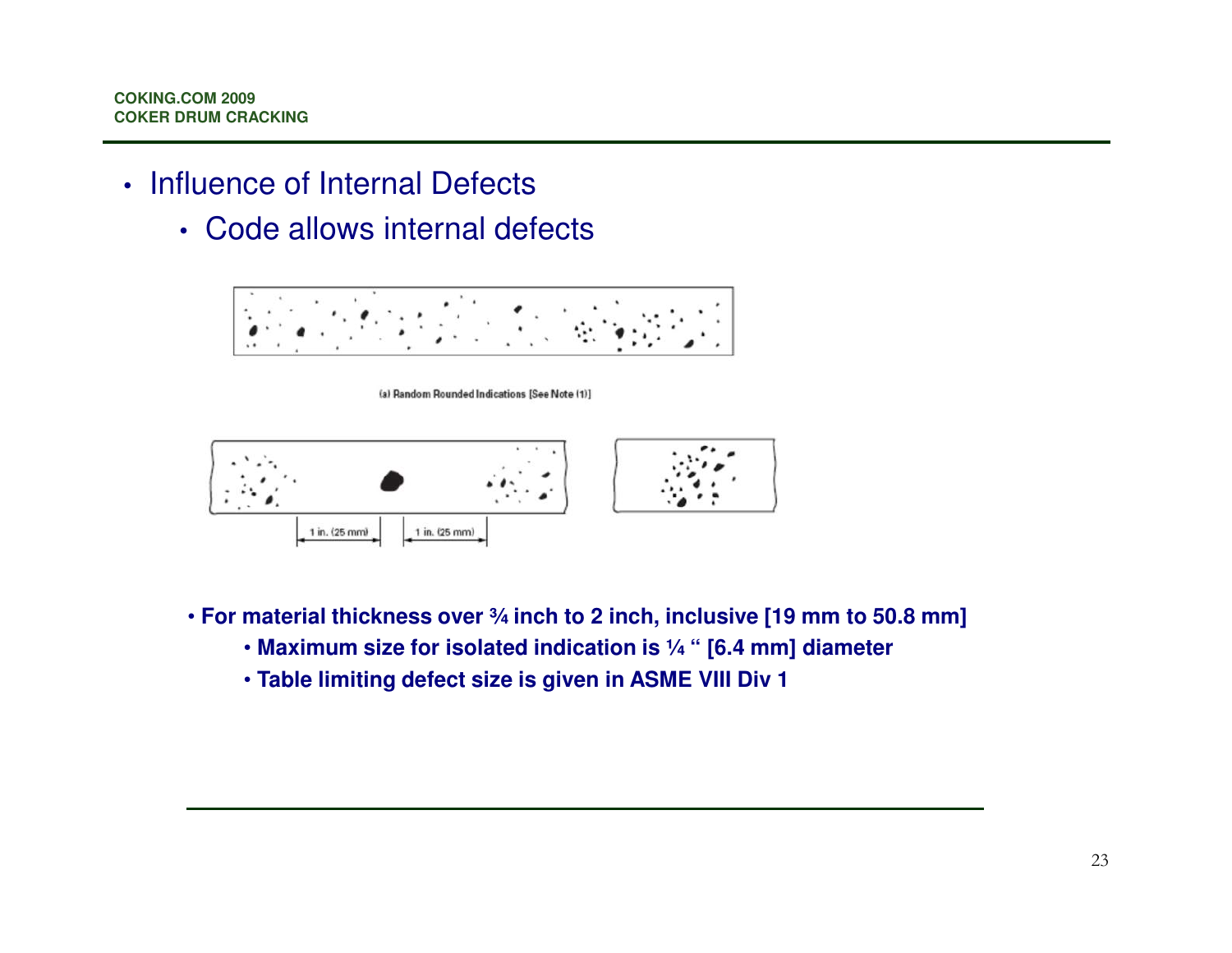- Influence of Internal Defects
  - Code allows internal defects

(a) Random Rounded Indications [See Note (1)]

1 in. (25 mm) 1 in. (25 mm)

- **For material thickness over ¾ inch to 2 inch, inclusive [19 mm to 50.8 mm]**
  - **Maximum size for isolated indication is ¼ " [6.4 mm] diameter**
  - **Table limiting defect size is given in ASME VIII Div 1**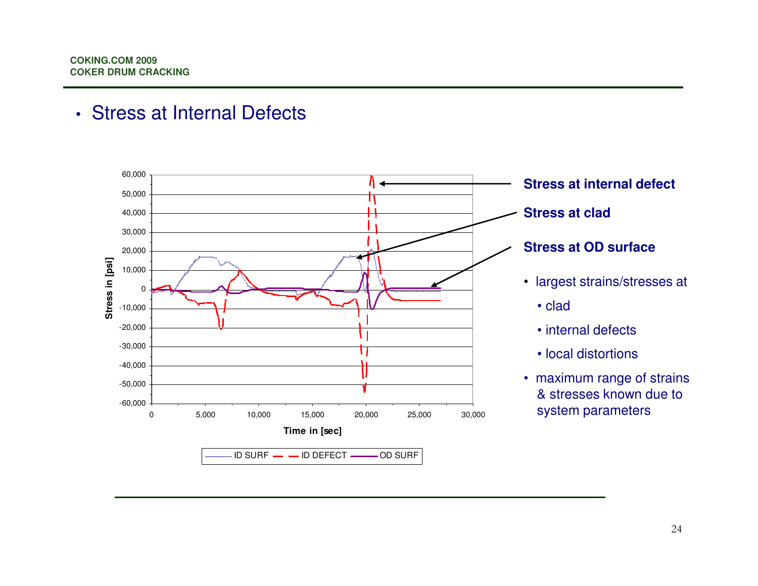- Stress at Internal Defects

Stress at internal defect

Stress at clad

Stress at OD surface

- largest strains/stresses at
  - clad
  - internal defects
  - local distortions
- maximum range of strains & stresses known due to system parameters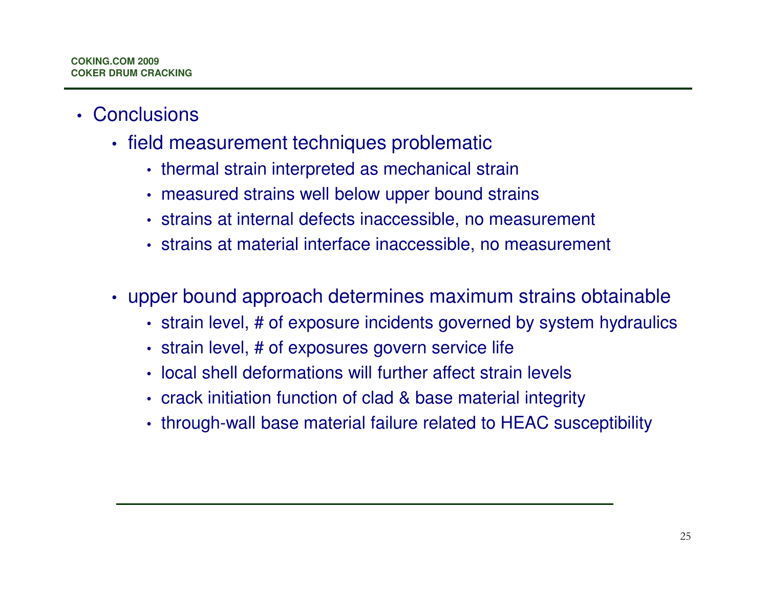- Conclusions
  - field measurement techniques problematic
    - thermal strain interpreted as mechanical strain
    - measured strains well below upper bound strains
    - strains at internal defects inaccessible, no measurement
    - strains at material interface inaccessible, no measurement
  - upper bound approach determines maximum strains obtainable
    - strain level, # of exposure incidents governed by system hydraulics
    - strain level, # of exposures govern service life
    - local shell deformations will further affect strain levels
    - crack initiation function of clad & base material integrity
    - through-wall base material failure related to HEAC susceptibility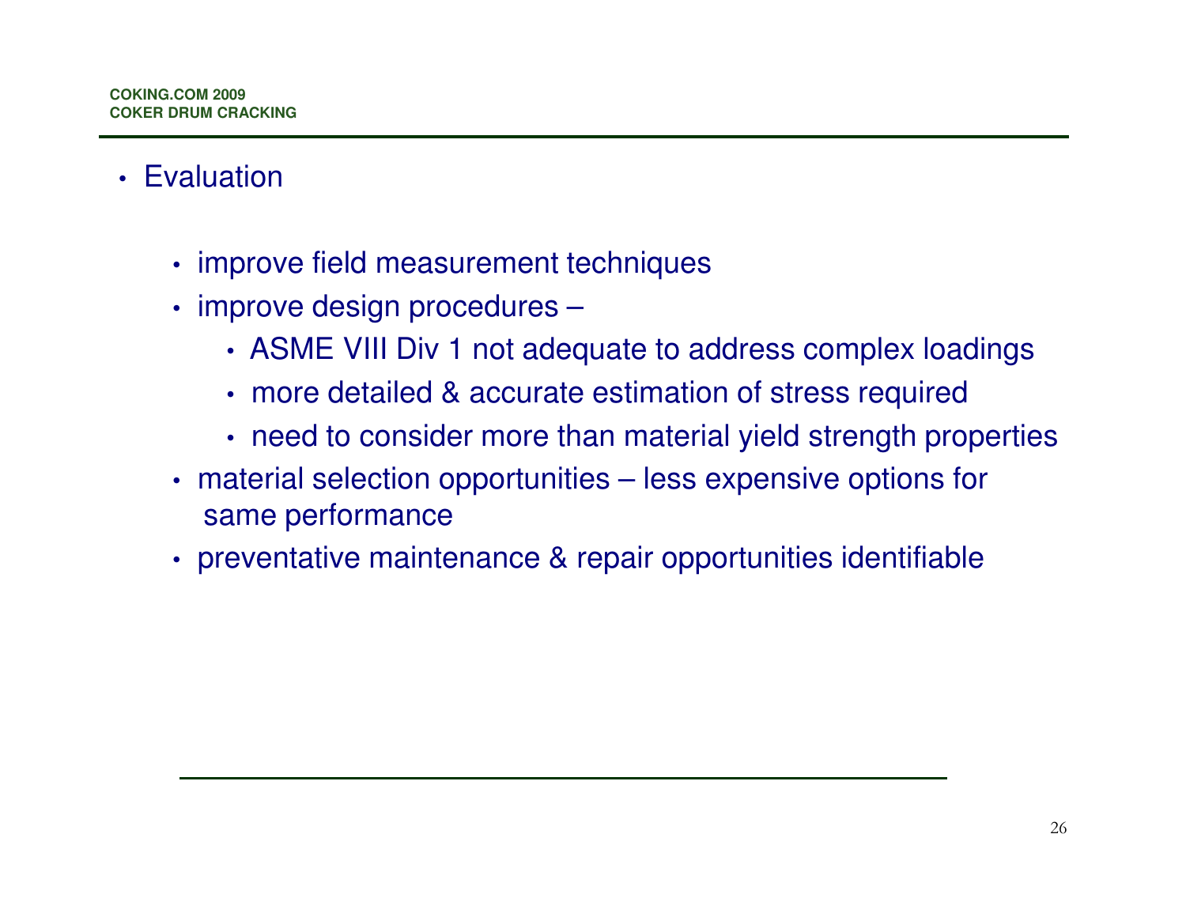- Evaluation
  - improve field measurement techniques
  - improve design procedures –
    - ASME VIII Div 1 not adequate to address complex loadings
    - more detailed & accurate estimation of stress required
    - need to consider more than material yield strength properties
  - material selection opportunities – less expensive options for same performance
  - preventative maintenance & repair opportunities identifiable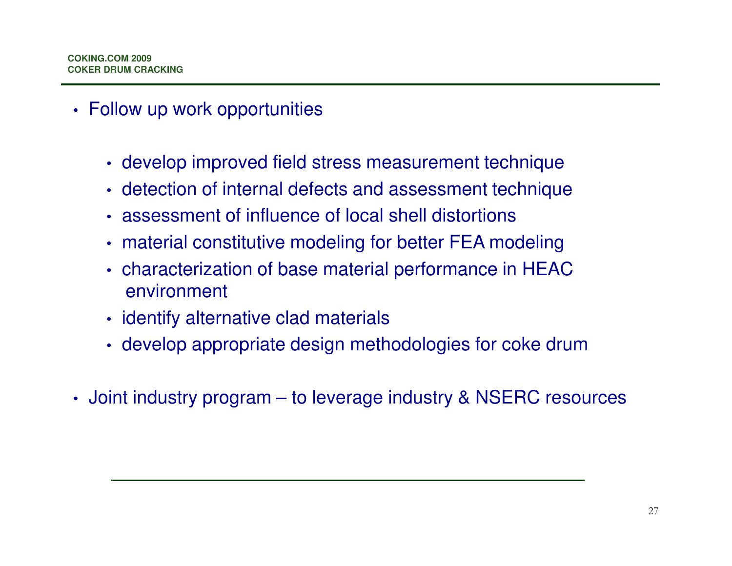- Follow up work opportunities
  - develop improved field stress measurement technique
  - detection of internal defects and assessment technique
  - assessment of influence of local shell distortions
  - material constitutive modeling for better FEA modeling
  - characterization of base material performance in HEAC environment
  - identify alternative clad materials
  - develop appropriate design methodologies for coke drum
- Joint industry program – to leverage industry & NSERC resources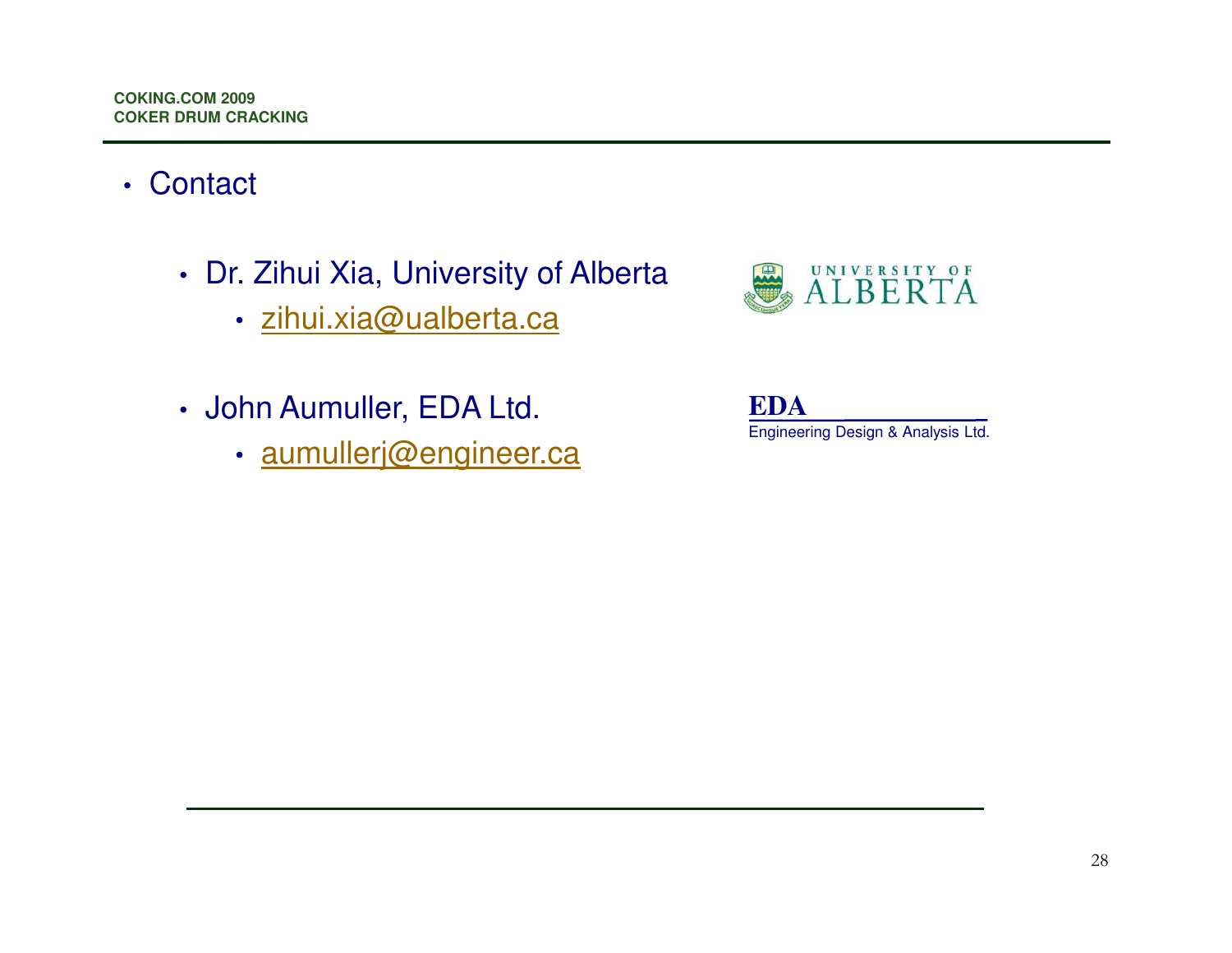- Contact

  - Dr. Zihui Xia, University of Alberta
    - zihui.xia@ualberta.ca

  - John Aumuller, EDA Ltd.
    - aumullerj@engineer.ca

UNIVERSITY OF ALBERTA

EDA

Engineering Design & Analysis Ltd.